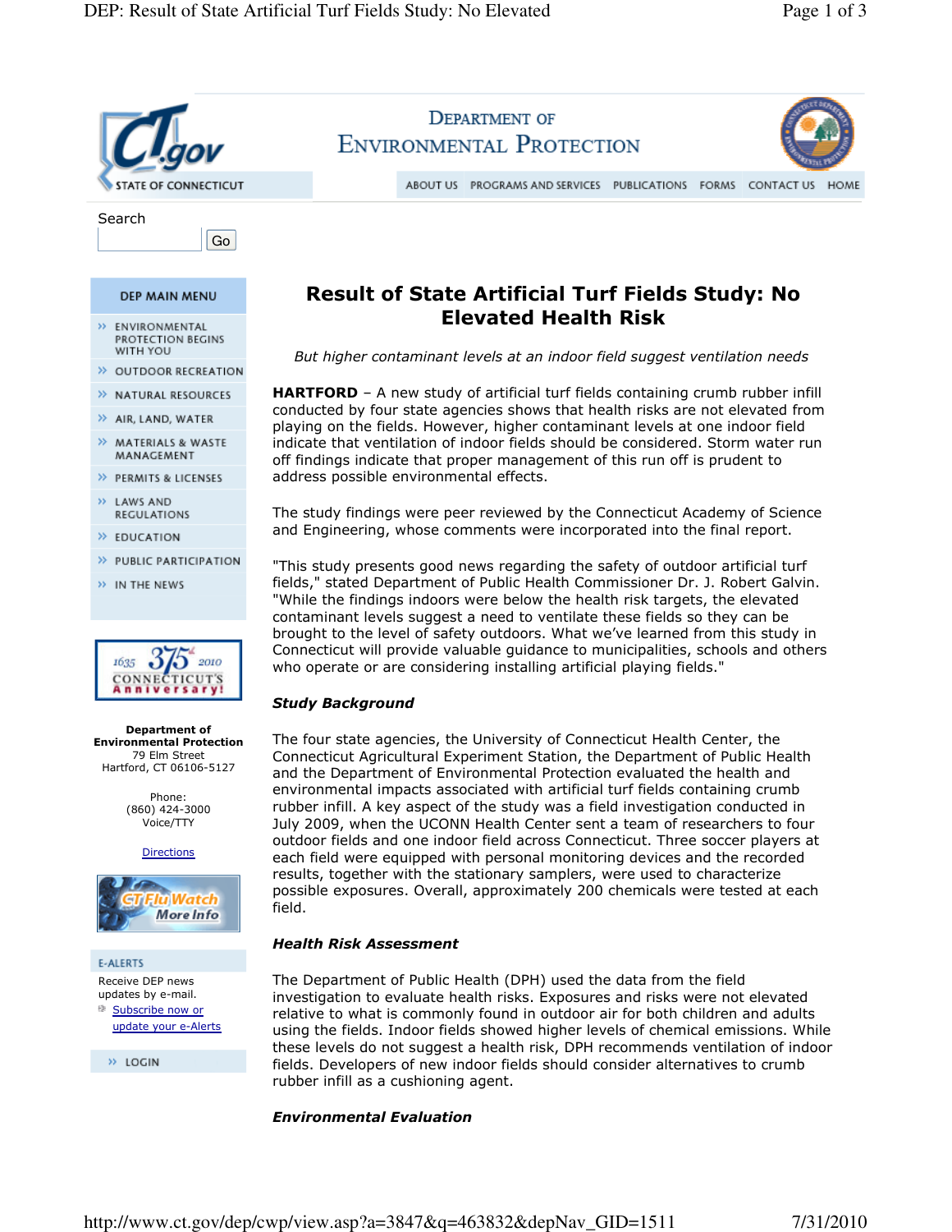# Result of State Artificial Turf Fields Study: No Elevated Health Risk

*But higher contaminant levels at an indoor field suggest ventilation needs*

**HARTFORD** – A new study of artificial turf fields containing crumb rubber infill conducted by four state agencies shows that health risks are not elevated from playing on the fields. However, higher contaminant levels at one indoor field indicate that ventilation of indoor fields should be considered. Storm water run off findings indicate that proper management of this run off is prudent to address possible environmental effects.

The study findings were peer reviewed by the Connecticut Academy of Science and Engineering, whose comments were incorporated into the final report.

"This study presents good news regarding the safety of outdoor artificial turf fields," stated Department of Public Health Commissioner Dr. J. Robert Galvin. "While the findings indoors were below the health risk targets, the elevated contaminant levels suggest a need to ventilate these fields so they can be brought to the level of safety outdoors. What we've learned from this study in Connecticut will provide valuable guidance to municipalities, schools and others who operate or are considering installing artificial playing fields."

### *Study Background*

The four state agencies, the University of Connecticut Health Center, the Connecticut Agricultural Experiment Station, the Department of Public Health and the Department of Environmental Protection evaluated the health and environmental impacts associated with artificial turf fields containing crumb rubber infill. A key aspect of the study was a field investigation conducted in July 2009, when the UCONN Health Center sent a team of researchers to four outdoor fields and one indoor field across Connecticut. Three soccer players at each field were equipped with personal monitoring devices and the recorded results, together with the stationary samplers, were used to characterize possible exposures. Overall, approximately 200 chemicals were tested at each field.

### *Health Risk Assessment*

The Department of Public Health (DPH) used the data from the field investigation to evaluate health risks. Exposures and risks were not elevated relative to what is commonly found in outdoor air for both children and adults using the fields. Indoor fields showed higher levels of chemical emissions. While these levels do not suggest a health risk, DPH recommends ventilation of indoor fields. Developers of new indoor fields should consider alternatives to crumb rubber infill as a cushioning agent.

### *Environmental Evaluation*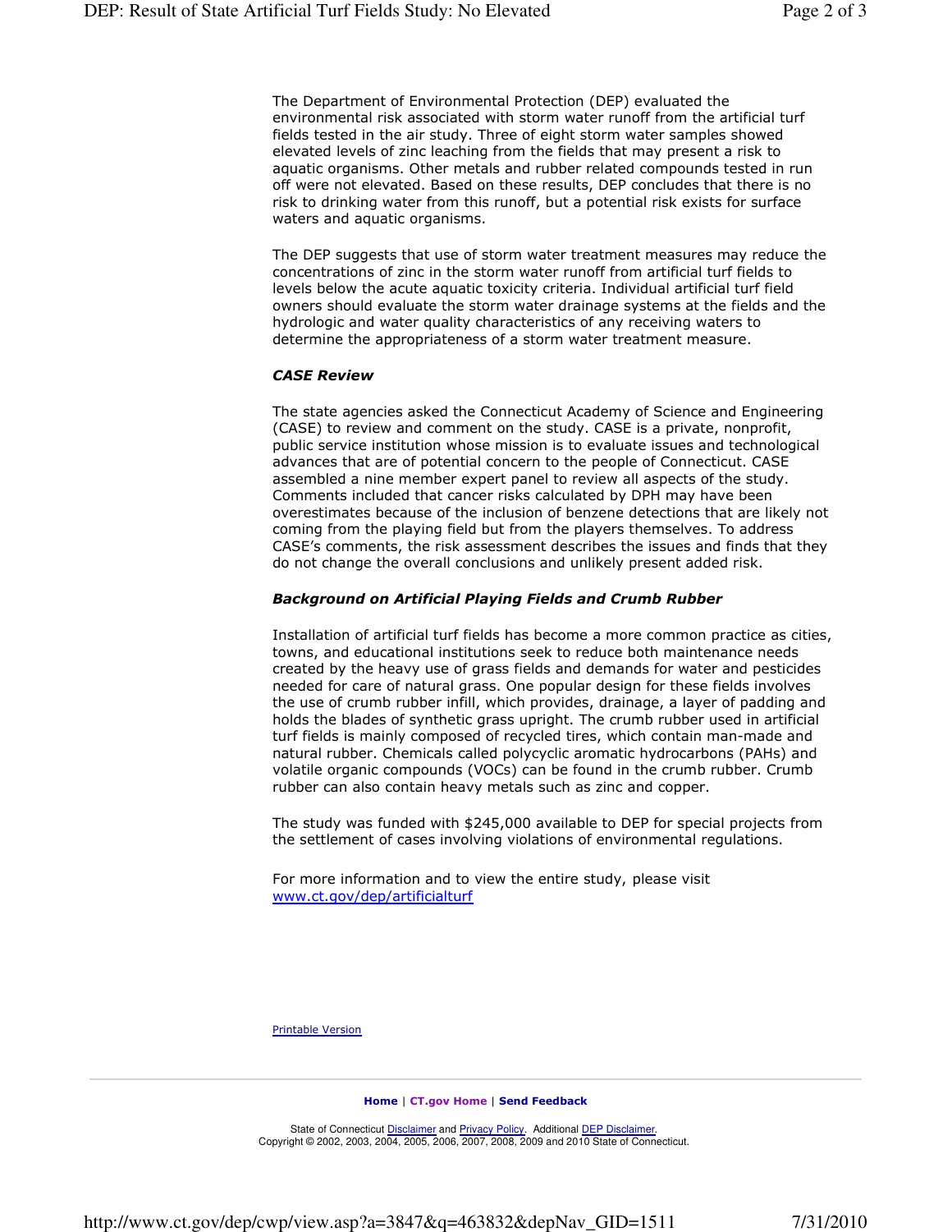The Department of Environmental Protection (DEP) evaluated the environmental risk associated with storm water runoff from the artificial turf fields tested in the air study. Three of eight storm water samples showed elevated levels of zinc leaching from the fields that may present a risk to aquatic organisms. Other metals and rubber related compounds tested in run off were not elevated. Based on these results, DEP concludes that there is no risk to drinking water from this runoff, but a potential risk exists for surface waters and aquatic organisms.

The DEP suggests that use of storm water treatment measures may reduce the concentrations of zinc in the storm water runoff from artificial turf fields to levels below the acute aquatic toxicity criteria. Individual artificial turf field owners should evaluate the storm water drainage systems at the fields and the hydrologic and water quality characteristics of any receiving waters to determine the appropriateness of a storm water treatment measure.

***CASE Review***

The state agencies asked the Connecticut Academy of Science and Engineering (CASE) to review and comment on the study. CASE is a private, nonprofit, public service institution whose mission is to evaluate issues and technological advances that are of potential concern to the people of Connecticut. CASE assembled a nine member expert panel to review all aspects of the study. Comments included that cancer risks calculated by DPH may have been overestimates because of the inclusion of benzene detections that are likely not coming from the playing field but from the players themselves. To address CASE's comments, the risk assessment describes the issues and finds that they do not change the overall conclusions and unlikely present added risk.

***Background on Artificial Playing Fields and Crumb Rubber***

Installation of artificial turf fields has become a more common practice as cities, towns, and educational institutions seek to reduce both maintenance needs created by the heavy use of grass fields and demands for water and pesticides needed for care of natural grass. One popular design for these fields involves the use of crumb rubber infill, which provides, drainage, a layer of padding and holds the blades of synthetic grass upright. The crumb rubber used in artificial turf fields is mainly composed of recycled tires, which contain man-made and natural rubber. Chemicals called polycyclic aromatic hydrocarbons (PAHs) and volatile organic compounds (VOCs) can be found in the crumb rubber. Crumb rubber can also contain heavy metals such as zinc and copper.

The study was funded with $245,000 available to DEP for special projects from the settlement of cases involving violations of environmental regulations.

For more information and to view the entire study, please visit [www.ct.gov/dep/artificialturf](www.ct.gov/dep/artificialturf)

Printable Version

**Home** | **CT.gov Home** | **Send Feedback**

State of Connecticut Disclaimer and Privacy Policy. Additional DEP Disclaimer.
Copyright © 2002, 2003, 2004, 2005, 2006, 2007, 2008, 2009 and 2010 State of Connecticut.